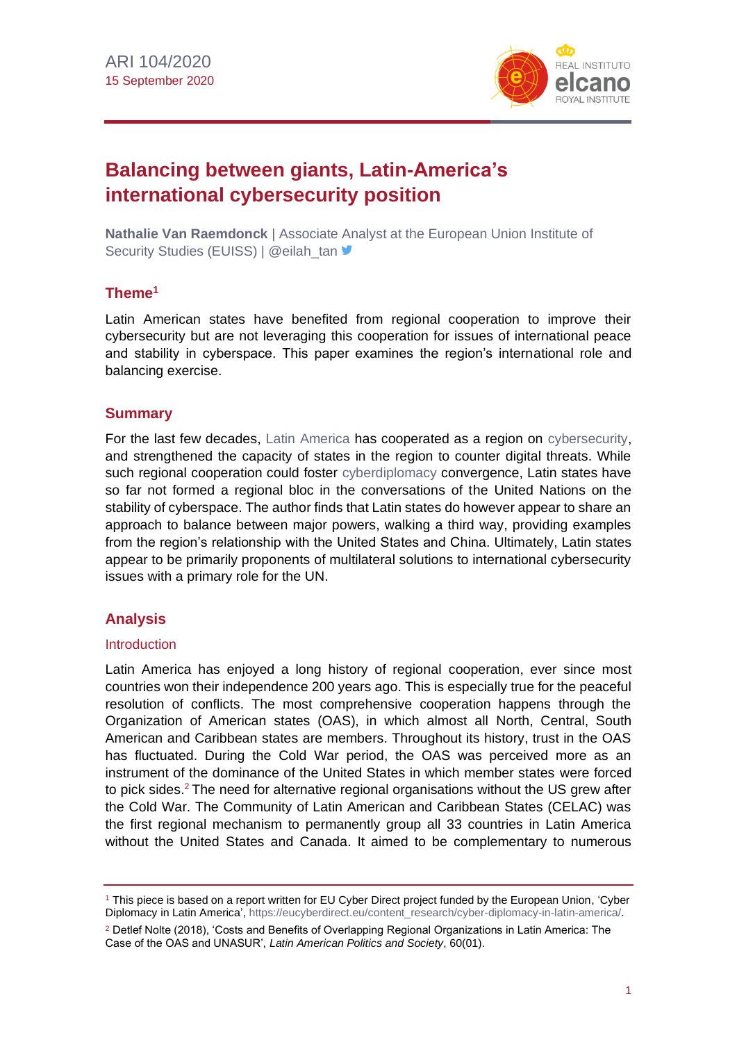ARI 104/2020
15 September 2020

# Balancing between giants, Latin-America's international cybersecurity position

**Nathalie Van Raemdonck** | Associate Analyst at the European Union Institute of Security Studies (EUISS) | @eilah_tan

## Theme[1]

Latin American states have benefited from regional cooperation to improve their cybersecurity but are not leveraging this cooperation for issues of international peace and stability in cyberspace. This paper examines the region's international role and balancing exercise.

## Summary

For the last few decades, Latin America has cooperated as a region on cybersecurity, and strengthened the capacity of states in the region to counter digital threats. While such regional cooperation could foster cyberdiplomacy convergence, Latin states have so far not formed a regional bloc in the conversations of the United Nations on the stability of cyberspace. The author finds that Latin states do however appear to share an approach to balance between major powers, walking a third way, providing examples from the region's relationship with the United States and China. Ultimately, Latin states appear to be primarily proponents of multilateral solutions to international cybersecurity issues with a primary role for the UN.

## Analysis

### Introduction

Latin America has enjoyed a long history of regional cooperation, ever since most countries won their independence 200 years ago. This is especially true for the peaceful resolution of conflicts. The most comprehensive cooperation happens through the Organization of American states (OAS), in which almost all North, Central, South American and Caribbean states are members. Throughout its history, trust in the OAS has fluctuated. During the Cold War period, the OAS was perceived more as an instrument of the dominance of the United States in which member states were forced to pick sides.[2] The need for alternative regional organisations without the US grew after the Cold War. The Community of Latin American and Caribbean States (CELAC) was the first regional mechanism to permanently group all 33 countries in Latin America without the United States and Canada. It aimed to be complementary to numerous

---

[1] This piece is based on a report written for EU Cyber Direct project funded by the European Union, 'Cyber Diplomacy in Latin America', https://eucyberdirect.eu/content_research/cyber-diplomacy-in-latin-america/.

[2] Detlef Nolte (2018), 'Costs and Benefits of Overlapping Regional Organizations in Latin America: The Case of the OAS and UNASUR', *Latin American Politics and Society*, 60(01).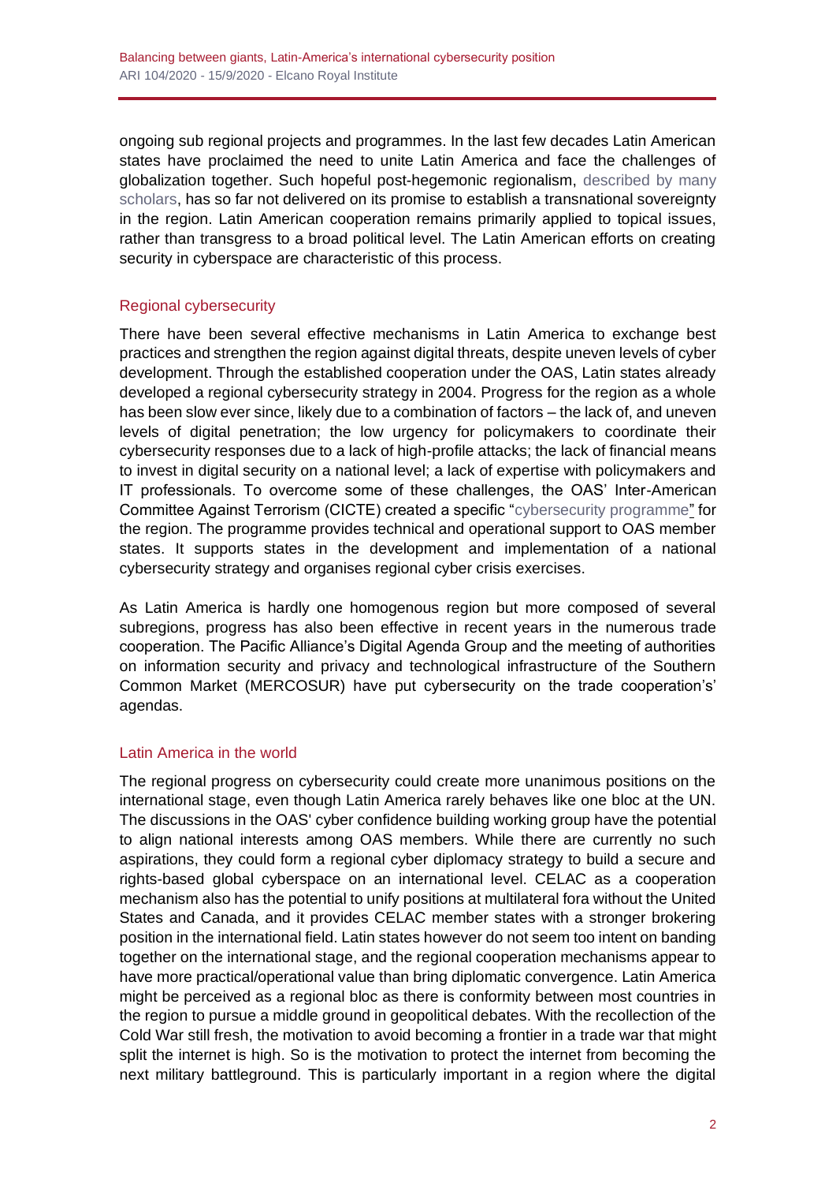ongoing sub regional projects and programmes. In the last few decades Latin American states have proclaimed the need to unite Latin America and face the challenges of globalization together. Such hopeful post-hegemonic regionalism, described by many scholars, has so far not delivered on its promise to establish a transnational sovereignty in the region. Latin American cooperation remains primarily applied to topical issues, rather than transgress to a broad political level. The Latin American efforts on creating security in cyberspace are characteristic of this process.

## Regional cybersecurity

There have been several effective mechanisms in Latin America to exchange best practices and strengthen the region against digital threats, despite uneven levels of cyber development. Through the established cooperation under the OAS, Latin states already developed a regional cybersecurity strategy in 2004. Progress for the region as a whole has been slow ever since, likely due to a combination of factors – the lack of, and uneven levels of digital penetration; the low urgency for policymakers to coordinate their cybersecurity responses due to a lack of high-profile attacks; the lack of financial means to invest in digital security on a national level; a lack of expertise with policymakers and IT professionals. To overcome some of these challenges, the OAS' Inter-American Committee Against Terrorism (CICTE) created a specific "cybersecurity programme" for the region. The programme provides technical and operational support to OAS member states. It supports states in the development and implementation of a national cybersecurity strategy and organises regional cyber crisis exercises.

As Latin America is hardly one homogenous region but more composed of several subregions, progress has also been effective in recent years in the numerous trade cooperation. The Pacific Alliance's Digital Agenda Group and the meeting of authorities on information security and privacy and technological infrastructure of the Southern Common Market (MERCOSUR) have put cybersecurity on the trade cooperation's' agendas.

## Latin America in the world

The regional progress on cybersecurity could create more unanimous positions on the international stage, even though Latin America rarely behaves like one bloc at the UN. The discussions in the OAS' cyber confidence building working group have the potential to align national interests among OAS members. While there are currently no such aspirations, they could form a regional cyber diplomacy strategy to build a secure and rights-based global cyberspace on an international level. CELAC as a cooperation mechanism also has the potential to unify positions at multilateral fora without the United States and Canada, and it provides CELAC member states with a stronger brokering position in the international field. Latin states however do not seem too intent on banding together on the international stage, and the regional cooperation mechanisms appear to have more practical/operational value than bring diplomatic convergence. Latin America might be perceived as a regional bloc as there is conformity between most countries in the region to pursue a middle ground in geopolitical debates. With the recollection of the Cold War still fresh, the motivation to avoid becoming a frontier in a trade war that might split the internet is high. So is the motivation to protect the internet from becoming the next military battleground. This is particularly important in a region where the digital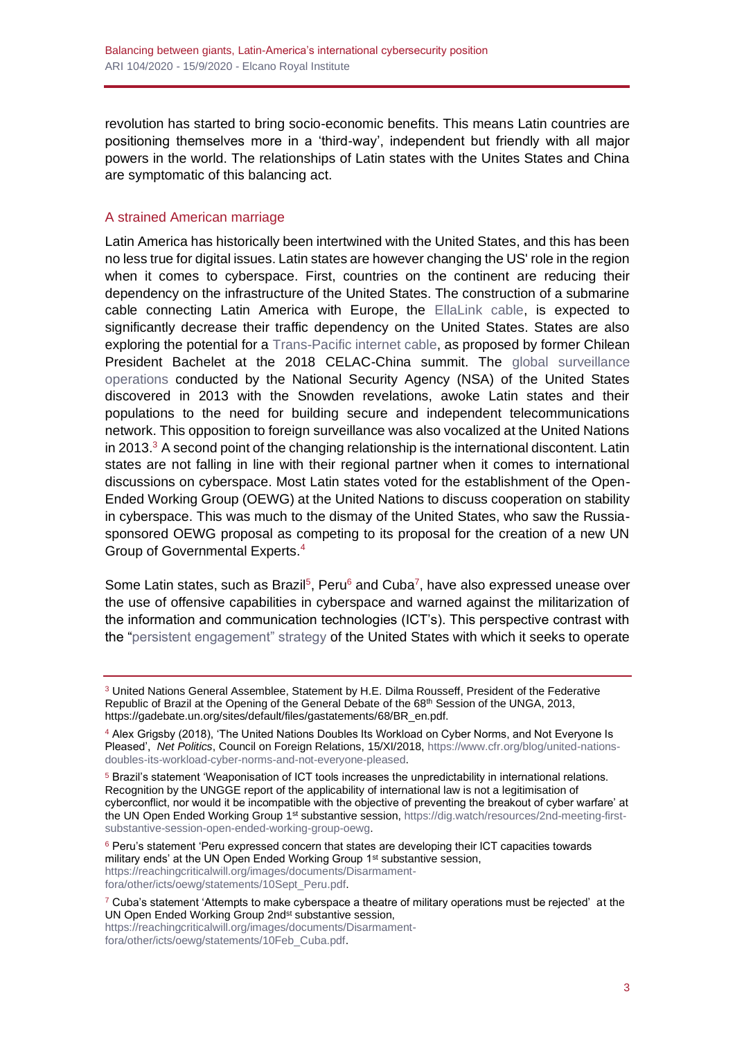revolution has started to bring socio-economic benefits. This means Latin countries are positioning themselves more in a 'third-way', independent but friendly with all major powers in the world. The relationships of Latin states with the Unites States and China are symptomatic of this balancing act.

## A strained American marriage

Latin America has historically been intertwined with the United States, and this has been no less true for digital issues. Latin states are however changing the US' role in the region when it comes to cyberspace. First, countries on the continent are reducing their dependency on the infrastructure of the United States. The construction of a submarine cable connecting Latin America with Europe, the EllaLink cable, is expected to significantly decrease their traffic dependency on the United States. States are also exploring the potential for a Trans-Pacific internet cable, as proposed by former Chilean President Bachelet at the 2018 CELAC-China summit. The global surveillance operations conducted by the National Security Agency (NSA) of the United States discovered in 2013 with the Snowden revelations, awoke Latin states and their populations to the need for building secure and independent telecommunications network. This opposition to foreign surveillance was also vocalized at the United Nations in 2013.[3] A second point of the changing relationship is the international discontent. Latin states are not falling in line with their regional partner when it comes to international discussions on cyberspace. Most Latin states voted for the establishment of the Open-Ended Working Group (OEWG) at the United Nations to discuss cooperation on stability in cyberspace. This was much to the dismay of the United States, who saw the Russia-sponsored OEWG proposal as competing to its proposal for the creation of a new UN Group of Governmental Experts.[4]

Some Latin states, such as Brazil[5], Peru[6] and Cuba[7], have also expressed unease over the use of offensive capabilities in cyberspace and warned against the militarization of the information and communication technologies (ICT's). This perspective contrast with the "persistent engagement" strategy of the United States with which it seeks to operate

---

[3] United Nations General Assemblee, Statement by H.E. Dilma Rousseff, President of the Federative Republic of Brazil at the Opening of the General Debate of the 68th Session of the UNGA, 2013, https://gadebate.un.org/sites/default/files/gastatements/68/BR_en.pdf.

[4] Alex Grigsby (2018), 'The United Nations Doubles Its Workload on Cyber Norms, and Not Everyone Is Pleased', *Net Politics*, Council on Foreign Relations, 15/XI/2018, https://www.cfr.org/blog/united-nations-doubles-its-workload-cyber-norms-and-not-everyone-pleased.

[5] Brazil's statement 'Weaponisation of ICT tools increases the unpredictability in international relations. Recognition by the UNGGE report of the applicability of international law is not a legitimisation of cyberconflict, nor would it be incompatible with the objective of preventing the breakout of cyber warfare' at the UN Open Ended Working Group 1st substantive session, https://dig.watch/resources/2nd-meeting-first-substantive-session-open-ended-working-group-oewg.

[6] Peru's statement 'Peru expressed concern that states are developing their ICT capacities towards military ends' at the UN Open Ended Working Group 1st substantive session, https://reachingcriticalwill.org/images/documents/Disarmament-fora/other/icts/oewg/statements/10Sept_Peru.pdf.

[7] Cuba's statement 'Attempts to make cyberspace a theatre of military operations must be rejected' at the UN Open Ended Working Group 2ndst substantive session, https://reachingcriticalwill.org/images/documents/Disarmament-fora/other/icts/oewg/statements/10Feb_Cuba.pdf.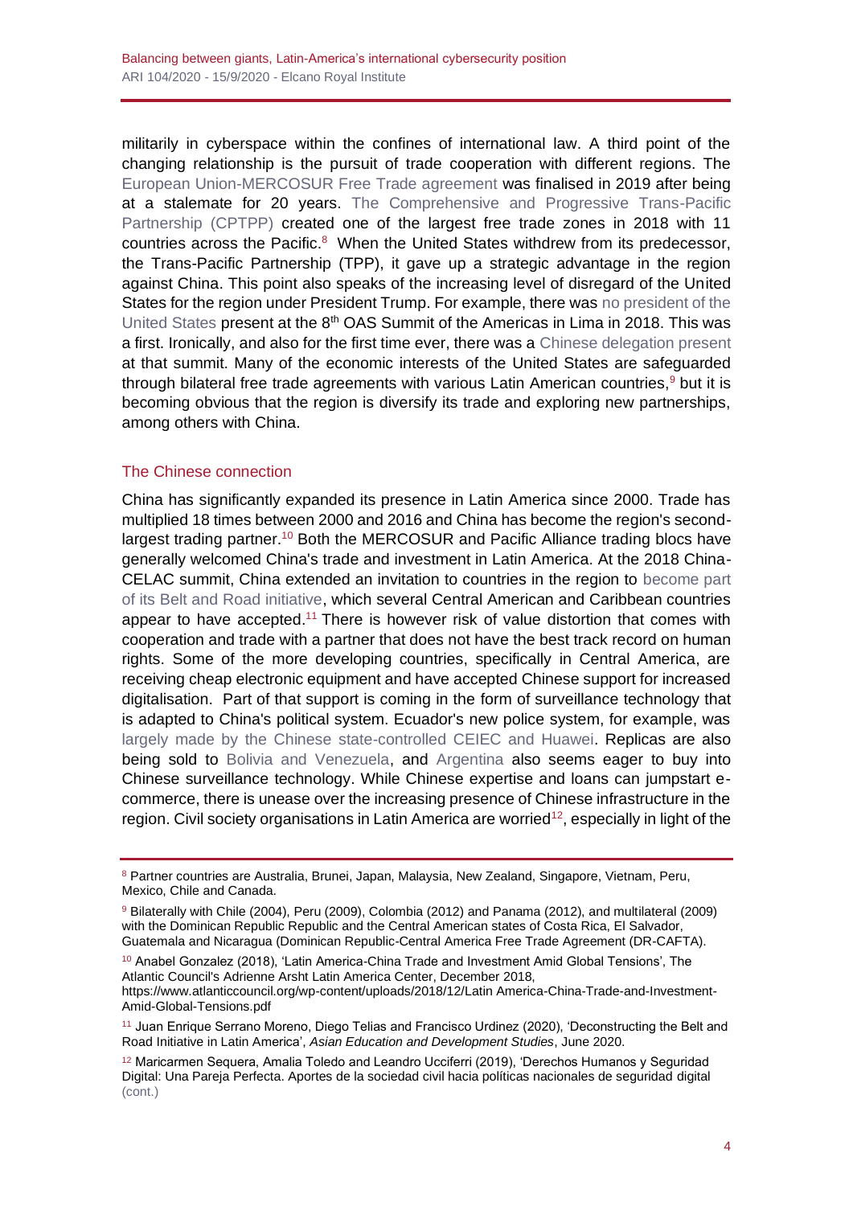militarily in cyberspace within the confines of international law. A third point of the changing relationship is the pursuit of trade cooperation with different regions. The European Union-MERCOSUR Free Trade agreement was finalised in 2019 after being at a stalemate for 20 years. The Comprehensive and Progressive Trans-Pacific Partnership (CPTPP) created one of the largest free trade zones in 2018 with 11 countries across the Pacific.[8] When the United States withdrew from its predecessor, the Trans-Pacific Partnership (TPP), it gave up a strategic advantage in the region against China. This point also speaks of the increasing level of disregard of the United States for the region under President Trump. For example, there was no president of the United States present at the 8th OAS Summit of the Americas in Lima in 2018. This was a first. Ironically, and also for the first time ever, there was a Chinese delegation present at that summit. Many of the economic interests of the United States are safeguarded through bilateral free trade agreements with various Latin American countries,[9] but it is becoming obvious that the region is diversify its trade and exploring new partnerships, among others with China.

## The Chinese connection

China has significantly expanded its presence in Latin America since 2000. Trade has multiplied 18 times between 2000 and 2016 and China has become the region's second-largest trading partner.[10] Both the MERCOSUR and Pacific Alliance trading blocs have generally welcomed China's trade and investment in Latin America. At the 2018 China-CELAC summit, China extended an invitation to countries in the region to become part of its Belt and Road initiative, which several Central American and Caribbean countries appear to have accepted.[11] There is however risk of value distortion that comes with cooperation and trade with a partner that does not have the best track record on human rights. Some of the more developing countries, specifically in Central America, are receiving cheap electronic equipment and have accepted Chinese support for increased digitalisation. Part of that support is coming in the form of surveillance technology that is adapted to China's political system. Ecuador's new police system, for example, was largely made by the Chinese state-controlled CEIEC and Huawei. Replicas are also being sold to Bolivia and Venezuela, and Argentina also seems eager to buy into Chinese surveillance technology. While Chinese expertise and loans can jumpstart e-commerce, there is unease over the increasing presence of Chinese infrastructure in the region. Civil society organisations in Latin America are worried[12], especially in light of the

---

[8] Partner countries are Australia, Brunei, Japan, Malaysia, New Zealand, Singapore, Vietnam, Peru, Mexico, Chile and Canada.

[9] Bilaterally with Chile (2004), Peru (2009), Colombia (2012) and Panama (2012), and multilateral (2009) with the Dominican Republic Republic and the Central American states of Costa Rica, El Salvador, Guatemala and Nicaragua (Dominican Republic-Central America Free Trade Agreement (DR-CAFTA).

[10] Anabel Gonzalez (2018), 'Latin America-China Trade and Investment Amid Global Tensions', The Atlantic Council's Adrienne Arsht Latin America Center, December 2018, https://www.atlanticcouncil.org/wp-content/uploads/2018/12/Latin America-China-Trade-and-Investment-Amid-Global-Tensions.pdf

[11] Juan Enrique Serrano Moreno, Diego Telias and Francisco Urdinez (2020), 'Deconstructing the Belt and Road Initiative in Latin America', *Asian Education and Development Studies*, June 2020.

[12] Maricarmen Sequera, Amalia Toledo and Leandro Ucciferri (2019), 'Derechos Humanos y Seguridad Digital: Una Pareja Perfecta. Aportes de la sociedad civil hacia políticas nacionales de seguridad digital (cont.)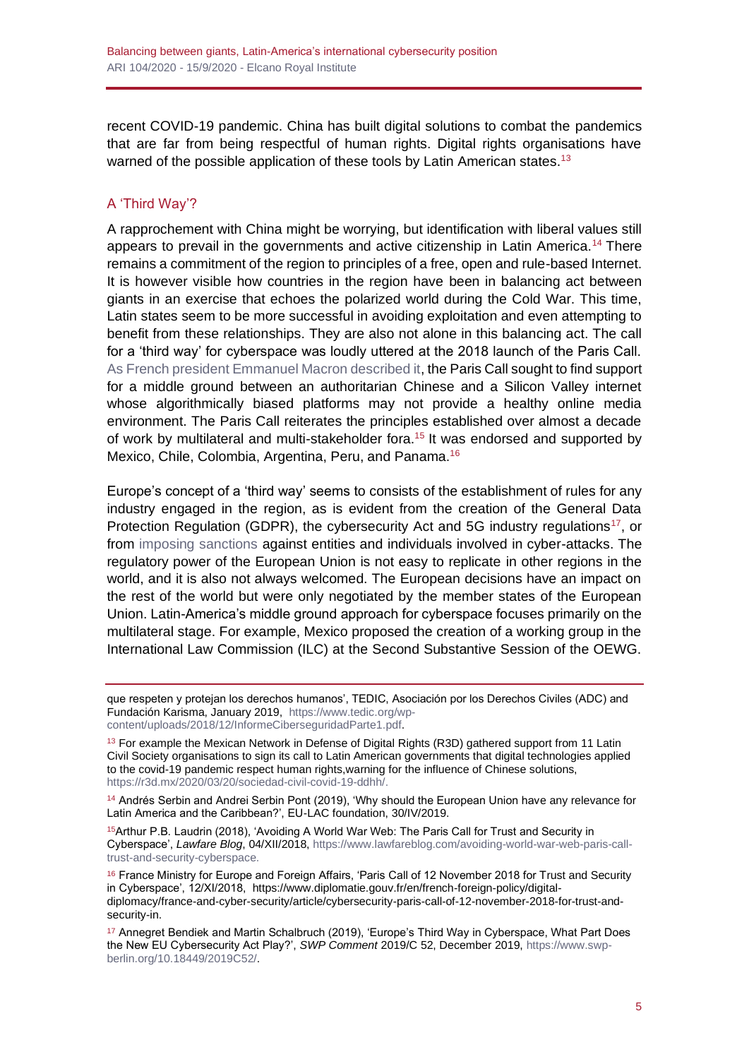recent COVID-19 pandemic. China has built digital solutions to combat the pandemics that are far from being respectful of human rights. Digital rights organisations have warned of the possible application of these tools by Latin American states.[13]

## A 'Third Way'?

A rapprochement with China might be worrying, but identification with liberal values still appears to prevail in the governments and active citizenship in Latin America.[14] There remains a commitment of the region to principles of a free, open and rule-based Internet. It is however visible how countries in the region have been in balancing act between giants in an exercise that echoes the polarized world during the Cold War. This time, Latin states seem to be more successful in avoiding exploitation and even attempting to benefit from these relationships. They are also not alone in this balancing act. The call for a 'third way' for cyberspace was loudly uttered at the 2018 launch of the Paris Call. As French president Emmanuel Macron described it, the Paris Call sought to find support for a middle ground between an authoritarian Chinese and a Silicon Valley internet whose algorithmically biased platforms may not provide a healthy online media environment. The Paris Call reiterates the principles established over almost a decade of work by multilateral and multi-stakeholder fora.[15] It was endorsed and supported by Mexico, Chile, Colombia, Argentina, Peru, and Panama.[16]

Europe's concept of a 'third way' seems to consists of the establishment of rules for any industry engaged in the region, as is evident from the creation of the General Data Protection Regulation (GDPR), the cybersecurity Act and 5G industry regulations[17], or from imposing sanctions against entities and individuals involved in cyber-attacks. The regulatory power of the European Union is not easy to replicate in other regions in the world, and it is also not always welcomed. The European decisions have an impact on the rest of the world but were only negotiated by the member states of the European Union. Latin-America's middle ground approach for cyberspace focuses primarily on the multilateral stage. For example, Mexico proposed the creation of a working group in the International Law Commission (ILC) at the Second Substantive Session of the OEWG.

---

que respeten y protejan los derechos humanos', TEDIC, Asociación por los Derechos Civiles (ADC) and Fundación Karisma, January 2019, https://www.tedic.org/wp-content/uploads/2018/12/InformeCiberseguridadParte1.pdf.

[13] For example the Mexican Network in Defense of Digital Rights (R3D) gathered support from 11 Latin Civil Society organisations to sign its call to Latin American governments that digital technologies applied to the covid-19 pandemic respect human rights,warning for the influence of Chinese solutions, https://r3d.mx/2020/03/20/sociedad-civil-covid-19-ddhh/.

[14] Andrés Serbin and Andrei Serbin Pont (2019), 'Why should the European Union have any relevance for Latin America and the Caribbean?', EU-LAC foundation, 30/IV/2019.

[15] Arthur P.B. Laudrin (2018), 'Avoiding A World War Web: The Paris Call for Trust and Security in Cyberspace', *Lawfare Blog*, 04/XII/2018, https://www.lawfareblog.com/avoiding-world-war-web-paris-call-trust-and-security-cyberspace.

[16] France Ministry for Europe and Foreign Affairs, 'Paris Call of 12 November 2018 for Trust and Security in Cyberspace', 12/XI/2018, https://www.diplomatie.gouv.fr/en/french-foreign-policy/digital-diplomacy/france-and-cyber-security/article/cybersecurity-paris-call-of-12-november-2018-for-trust-and-security-in.

[17] Annegret Bendiek and Martin Schalbruch (2019), 'Europe's Third Way in Cyberspace, What Part Does the New EU Cybersecurity Act Play?', *SWP Comment* 2019/C 52, December 2019, https://www.swp-berlin.org/10.18449/2019C52/.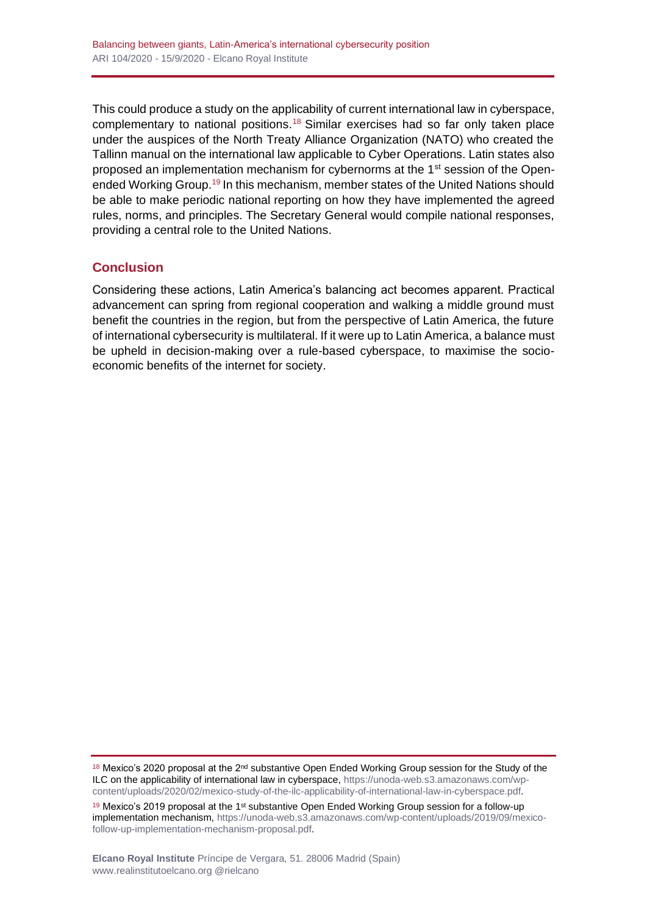This could produce a study on the applicability of current international law in cyberspace, complementary to national positions.[18] Similar exercises had so far only taken place under the auspices of the North Treaty Alliance Organization (NATO) who created the Tallinn manual on the international law applicable to Cyber Operations. Latin states also proposed an implementation mechanism for cybernorms at the 1st session of the Open-ended Working Group.[19] In this mechanism, member states of the United Nations should be able to make periodic national reporting on how they have implemented the agreed rules, norms, and principles. The Secretary General would compile national responses, providing a central role to the United Nations.

## Conclusion

Considering these actions, Latin America's balancing act becomes apparent. Practical advancement can spring from regional cooperation and walking a middle ground must benefit the countries in the region, but from the perspective of Latin America, the future of international cybersecurity is multilateral. If it were up to Latin America, a balance must be upheld in decision-making over a rule-based cyberspace, to maximise the socio-economic benefits of the internet for society.

---

[18] Mexico's 2020 proposal at the 2nd substantive Open Ended Working Group session for the Study of the ILC on the applicability of international law in cyberspace, https://unoda-web.s3.amazonaws.com/wp-content/uploads/2020/02/mexico-study-of-the-ilc-applicability-of-international-law-in-cyberspace.pdf.

[19] Mexico's 2019 proposal at the 1st substantive Open Ended Working Group session for a follow-up implementation mechanism, https://unoda-web.s3.amazonaws.com/wp-content/uploads/2019/09/mexico-follow-up-implementation-mechanism-proposal.pdf.